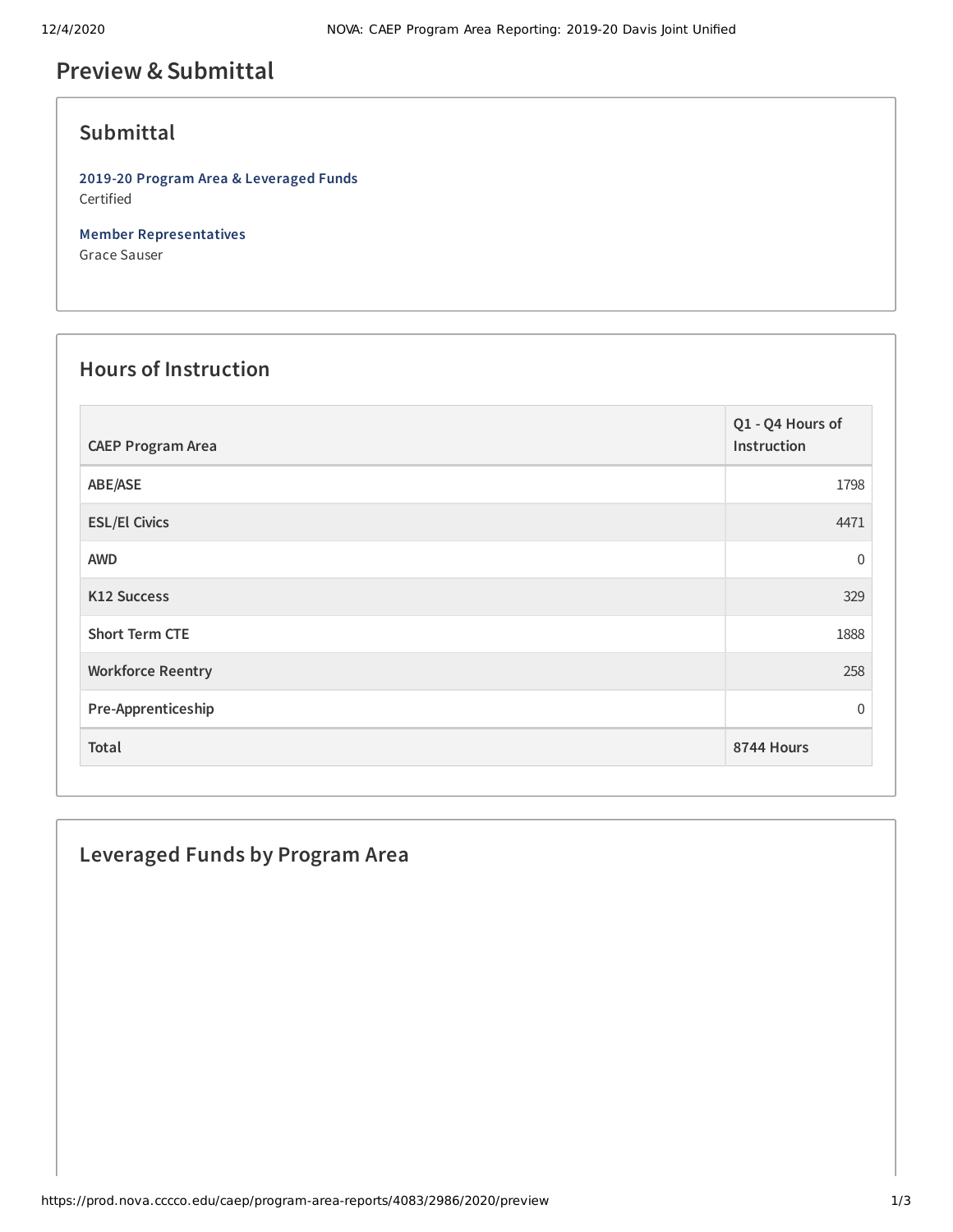# Preview & Submittal

## Submittal

**2019-20 Program Area & Leveraged Funds**
Certified

**Member Representatives**
Grace Sauser

## Hours of Instruction

| CAEP Program Area | Q1 - Q4 Hours of Instruction |
|---|---|
| ABE/ASE | 1798 |
| ESL/El Civics | 4471 |
| AWD | 0 |
| K12 Success | 329 |
| Short Term CTE | 1888 |
| Workforce Reentry | 258 |
| Pre-Apprenticeship | 0 |
| **Total** | **8744 Hours** |

## Leveraged Funds by Program Area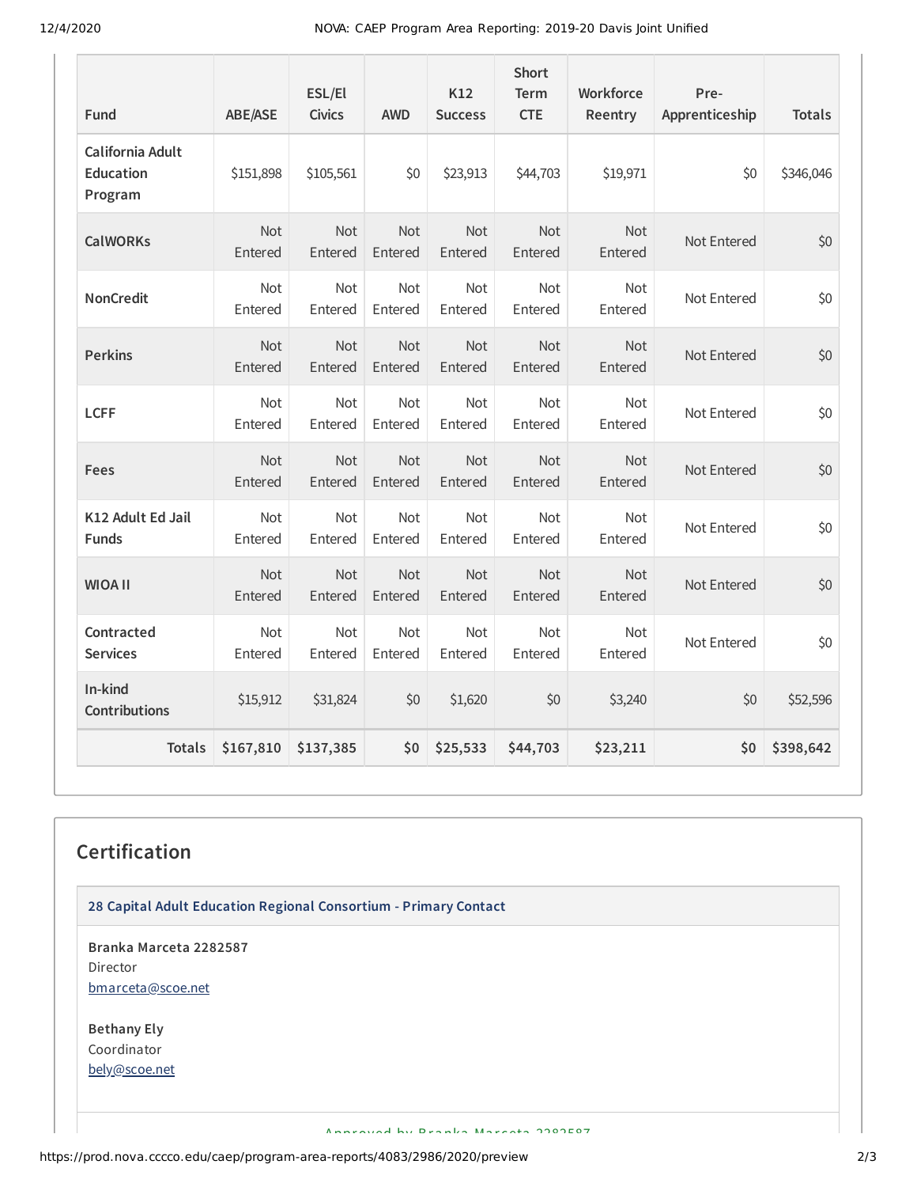| Fund | ABE/ASE | ESL/El Civics | AWD | K12 Success | Short Term CTE | Workforce Reentry | Pre-Apprenticeship | Totals |
|---|---|---|---|---|---|---|---|---|
| California Adult Education Program | $151,898 | $105,561 | $0 | $23,913 | $44,703 | $19,971 | $0 | $346,046 |
| CalWORKs | Not Entered | Not Entered | Not Entered | Not Entered | Not Entered | Not Entered | Not Entered | $0 |
| NonCredit | Not Entered | Not Entered | Not Entered | Not Entered | Not Entered | Not Entered | Not Entered | $0 |
| Perkins | Not Entered | Not Entered | Not Entered | Not Entered | Not Entered | Not Entered | Not Entered | $0 |
| LCFF | Not Entered | Not Entered | Not Entered | Not Entered | Not Entered | Not Entered | Not Entered | $0 |
| Fees | Not Entered | Not Entered | Not Entered | Not Entered | Not Entered | Not Entered | Not Entered | $0 |
| K12 Adult Ed Jail Funds | Not Entered | Not Entered | Not Entered | Not Entered | Not Entered | Not Entered | Not Entered | $0 |
| WIOA II | Not Entered | Not Entered | Not Entered | Not Entered | Not Entered | Not Entered | Not Entered | $0 |
| Contracted Services | Not Entered | Not Entered | Not Entered | Not Entered | Not Entered | Not Entered | Not Entered | $0 |
| In-kind Contributions | $15,912 | $31,824 | $0 | $1,620 | $0 | $3,240 | $0 | $52,596 |
| **Totals** | **$167,810** | **$137,385** | **$0** | **$25,533** | **$44,703** | **$23,211** | **$0** | **$398,642** |

## Certification

**28 Capital Adult Education Regional Consortium - Primary Contact**

**Branka Marceta 2282587**
Director
bmarceta@scoe.net

**Bethany Ely**
Coordinator
bely@scoe.net

Approved by Branka Marceta 2282587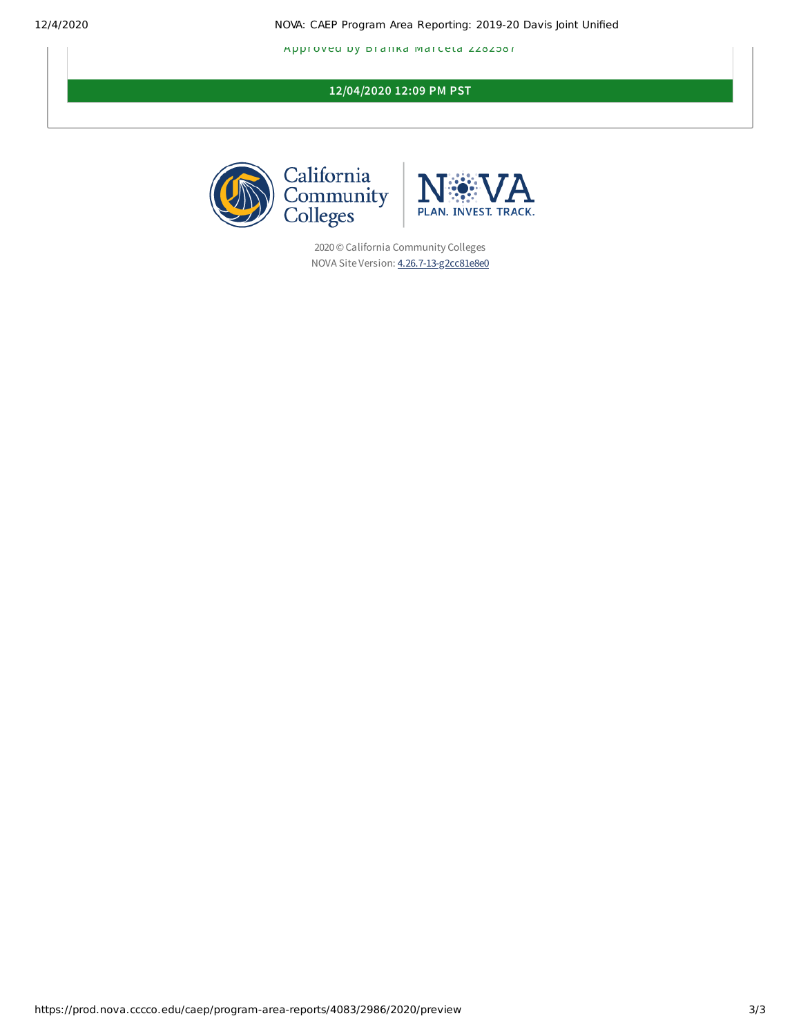Approved by Branka Marceta 2282587

**12/04/2020 12:09 PM PST**

2020 © California Community Colleges
NOVA Site Version: 4.26.7-13-g2cc81e8e0